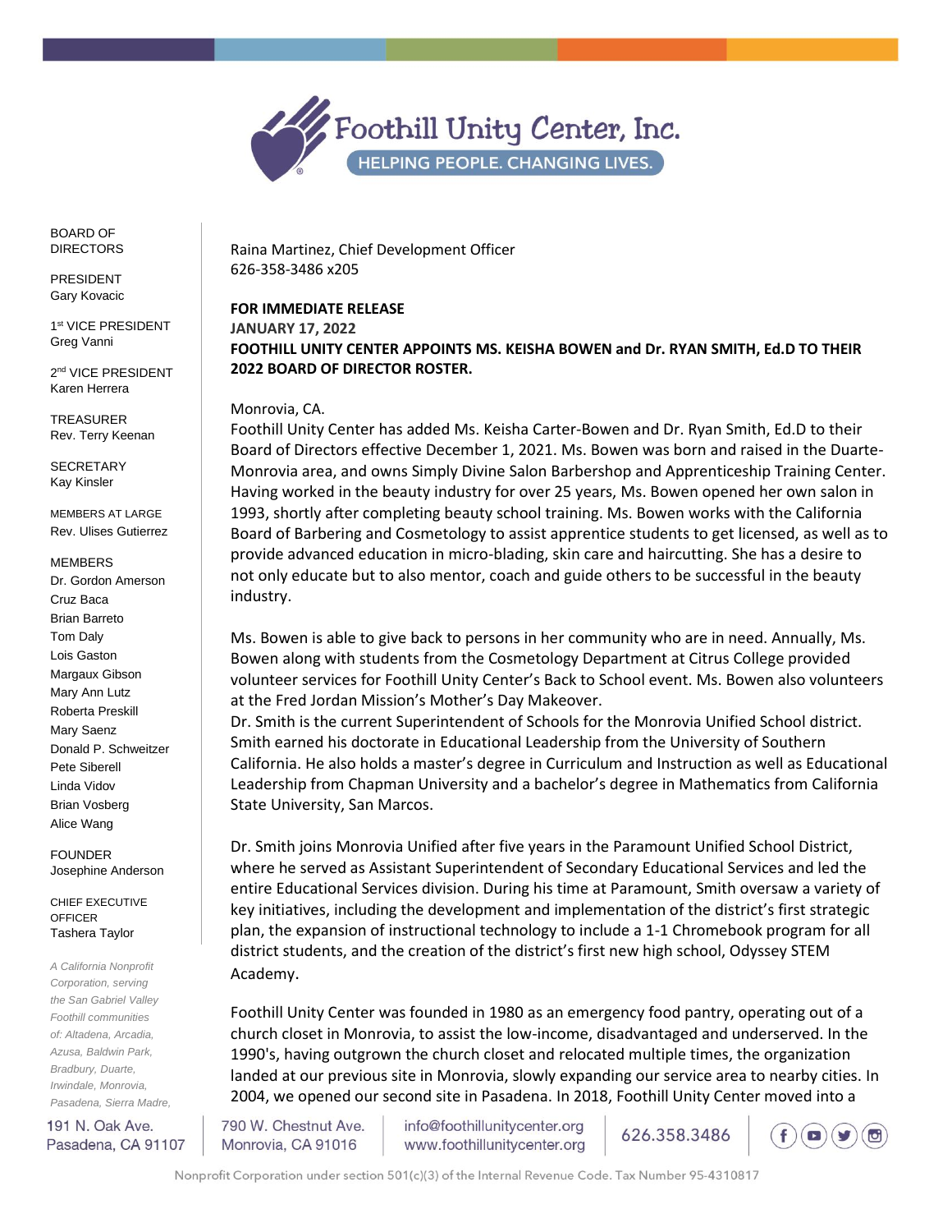# Foothill Unity Center, Inc.

HELPING PEOPLE. CHANGING LIVES.

BOARD OF DIRECTORS

PRESIDENT
Gary Kovacic

1st VICE PRESIDENT
Greg Vanni

2nd VICE PRESIDENT
Karen Herrera

TREASURER
Rev. Terry Keenan

SECRETARY
Kay Kinsler

MEMBERS AT LARGE
Rev. Ulises Gutierrez

MEMBERS
Dr. Gordon Amerson
Cruz Baca
Brian Barreto
Tom Daly
Lois Gaston
Margaux Gibson
Mary Ann Lutz
Roberta Preskill
Mary Saenz
Donald P. Schweitzer
Pete Siberell
Linda Vidov
Brian Vosberg
Alice Wang

FOUNDER
Josephine Anderson

CHIEF EXECUTIVE OFFICER
Tashera Taylor

*A California Nonprofit Corporation, serving the San Gabriel Valley Foothill communities of: Altadena, Arcadia, Azusa, Baldwin Park, Bradbury, Duarte, Irwindale, Monrovia, Pasadena, Sierra Madre,*

Raina Martinez, Chief Development Officer
626-358-3486 x205

**FOR IMMEDIATE RELEASE**
**JANUARY 17, 2022**
**FOOTHILL UNITY CENTER APPOINTS MS. KEISHA BOWEN and Dr. RYAN SMITH, Ed.D TO THEIR 2022 BOARD OF DIRECTOR ROSTER.**

Monrovia, CA.
Foothill Unity Center has added Ms. Keisha Carter-Bowen and Dr. Ryan Smith, Ed.D to their Board of Directors effective December 1, 2021. Ms. Bowen was born and raised in the Duarte-Monrovia area, and owns Simply Divine Salon Barbershop and Apprenticeship Training Center. Having worked in the beauty industry for over 25 years, Ms. Bowen opened her own salon in 1993, shortly after completing beauty school training. Ms. Bowen works with the California Board of Barbering and Cosmetology to assist apprentice students to get licensed, as well as to provide advanced education in micro-blading, skin care and haircutting. She has a desire to not only educate but to also mentor, coach and guide others to be successful in the beauty industry.

Ms. Bowen is able to give back to persons in her community who are in need. Annually, Ms. Bowen along with students from the Cosmetology Department at Citrus College provided volunteer services for Foothill Unity Center's Back to School event. Ms. Bowen also volunteers at the Fred Jordan Mission's Mother's Day Makeover.
Dr. Smith is the current Superintendent of Schools for the Monrovia Unified School district. Smith earned his doctorate in Educational Leadership from the University of Southern California. He also holds a master's degree in Curriculum and Instruction as well as Educational Leadership from Chapman University and a bachelor's degree in Mathematics from California State University, San Marcos.

Dr. Smith joins Monrovia Unified after five years in the Paramount Unified School District, where he served as Assistant Superintendent of Secondary Educational Services and led the entire Educational Services division. During his time at Paramount, Smith oversaw a variety of key initiatives, including the development and implementation of the district's first strategic plan, the expansion of instructional technology to include a 1-1 Chromebook program for all district students, and the creation of the district's first new high school, Odyssey STEM Academy.

Foothill Unity Center was founded in 1980 as an emergency food pantry, operating out of a church closet in Monrovia, to assist the low-income, disadvantaged and underserved. In the 1990's, having outgrown the church closet and relocated multiple times, the organization landed at our previous site in Monrovia, slowly expanding our service area to nearby cities. In 2004, we opened our second site in Pasadena. In 2018, Foothill Unity Center moved into a

191 N. Oak Ave. Pasadena, CA 91107 | 790 W. Chestnut Ave. Monrovia, CA 91016 | info@foothillunitycenter.org www.foothillunitycenter.org | 626.358.3486

Nonprofit Corporation under section 501(c)(3) of the Internal Revenue Code. Tax Number 95-4310817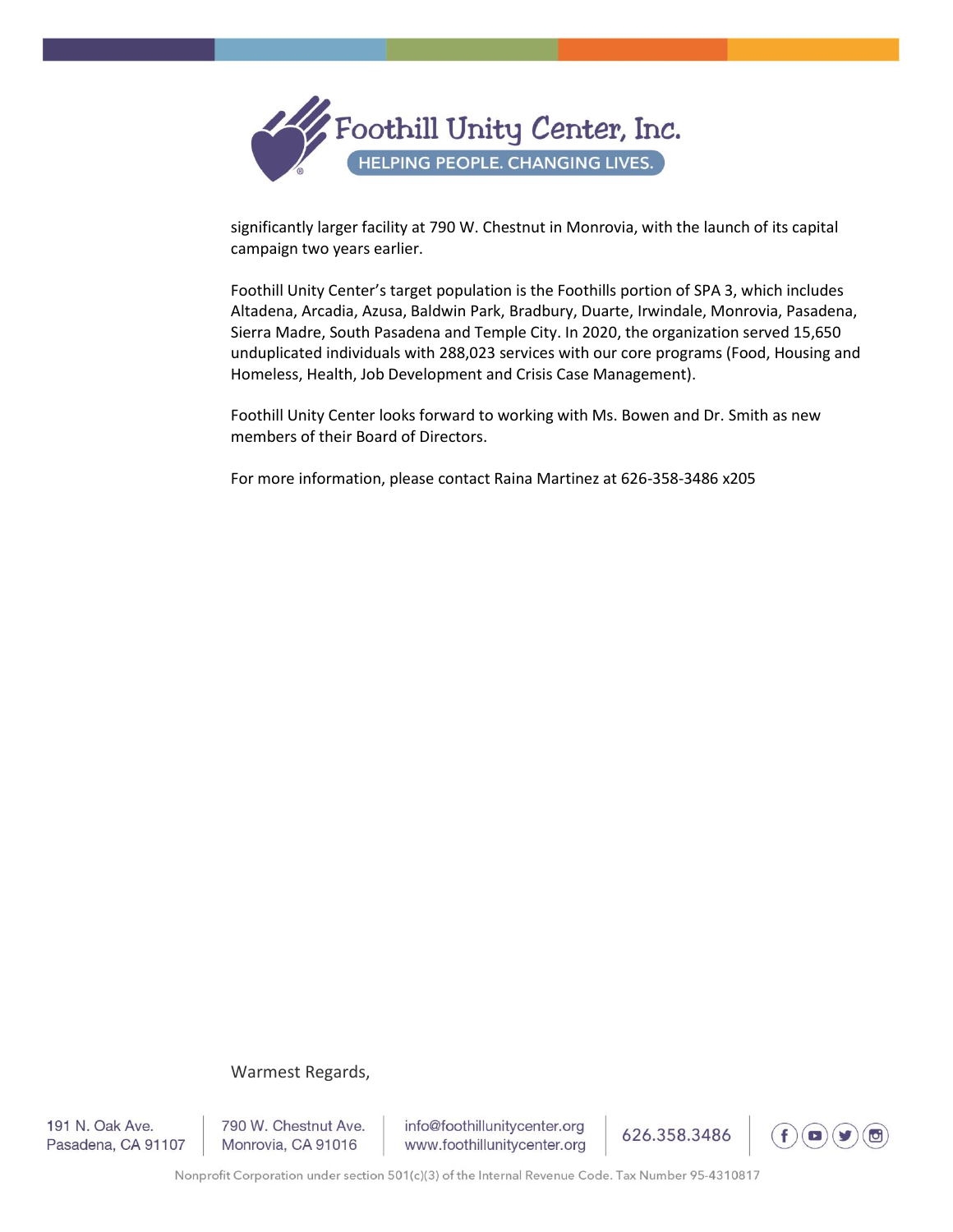significantly larger facility at 790 W. Chestnut in Monrovia, with the launch of its capital campaign two years earlier.

Foothill Unity Center's target population is the Foothills portion of SPA 3, which includes Altadena, Arcadia, Azusa, Baldwin Park, Bradbury, Duarte, Irwindale, Monrovia, Pasadena, Sierra Madre, South Pasadena and Temple City. In 2020, the organization served 15,650 unduplicated individuals with 288,023 services with our core programs (Food, Housing and Homeless, Health, Job Development and Crisis Case Management).

Foothill Unity Center looks forward to working with Ms. Bowen and Dr. Smith as new members of their Board of Directors.

For more information, please contact Raina Martinez at 626-358-3486 x205

Warmest Regards,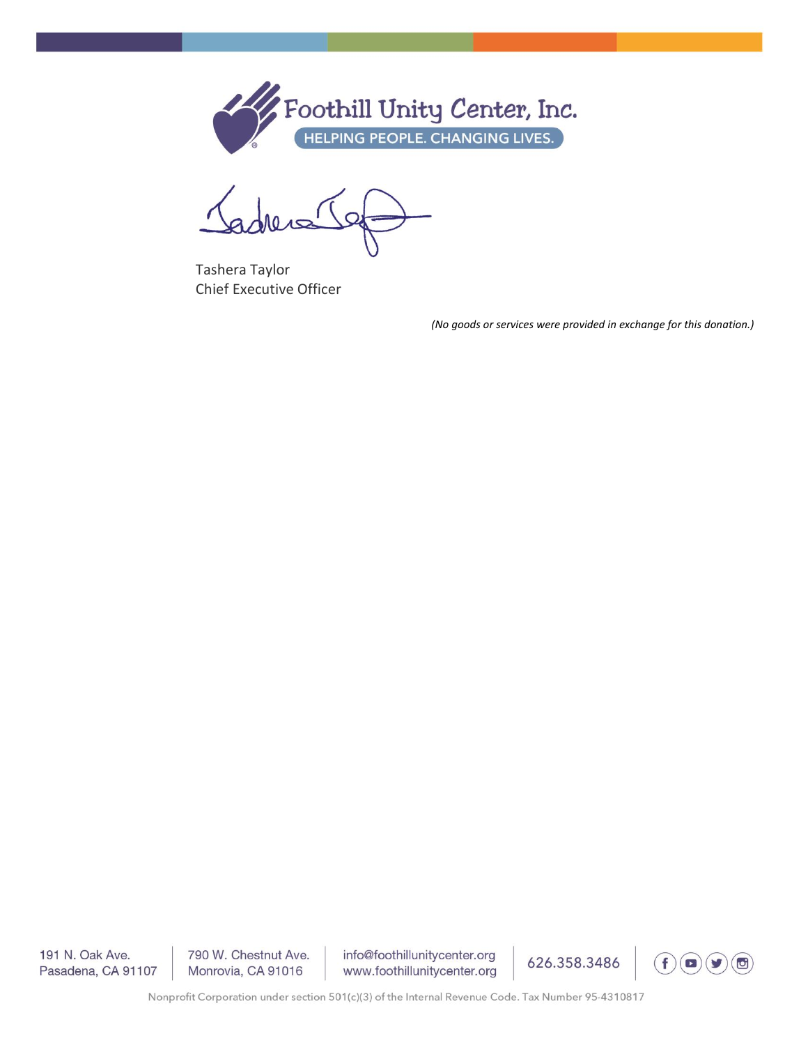Foothill Unity Center, Inc.

HELPING PEOPLE. CHANGING LIVES.

Tashera Taylor
Chief Executive Officer

*(No goods or services were provided in exchange for this donation.)*

191 N. Oak Ave.
Pasadena, CA 91107

790 W. Chestnut Ave.
Monrovia, CA 91016

info@foothillunitycenter.org
www.foothillunitycenter.org

626.358.3486

Nonprofit Corporation under section 501(c)(3) of the Internal Revenue Code. Tax Number 95-4310817